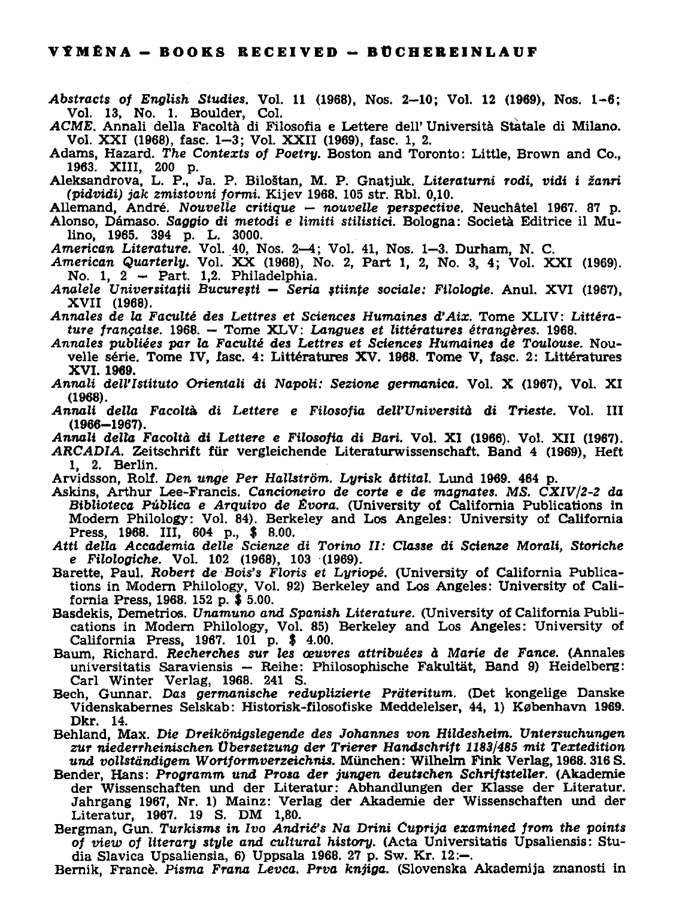## VÝMĚNA – BOOKS RECEIVED – BÜCHEREINLAUF

*Abstracts of English Studies.* Vol. 11 (1968), Nos. 2–10; Vol. 12 (1969), Nos. 1–6; Vol. 13, No. 1. Boulder, Col.

*ACME.* Annali della Facoltà di Filosofia e Lettere dell' Università Statale di Milano. Vol. XXI (1968), fasc. 1–3; Vol. XXII (1969), fasc. 1, 2.

Adams, Hazard. *The Contexts of Poetry.* Boston and Toronto: Little, Brown and Co., 1963. XIII, 200 p.

Aleksandrova, L. P., Ja. P. Biloštan, M. P. Gnatjuk. *Literaturni rodi, vidi i žanri (pidvidi) jak zmistovni formi.* Kijev 1968. 105 str. Rbl. 0,10.

Allemand, André. *Nouvelle critique – nouvelle perspective.* Neuchâtel 1967. 87 p.

Alonso, Dámaso. *Saggio di metodi e limiti stilistici.* Bologna: Società Editrice il Mulino, 1965. 394 p. L. 3000.

*American Literature.* Vol. 40, Nos. 2–4; Vol. 41, Nos. 1–3. Durham, N. C.

*American Quarterly.* Vol. XX (1968), No. 2, Part 1, 2, No. 3, 4; Vol. XXI (1969). No. 1, 2 – Part. 1,2. Philadelphia.

*Analele Universitaţii Bucureşti – Seria ştiinţe sociale: Filologie.* Anul. XVI (1967), XVII (1968).

*Annales de la Faculté des Lettres et Sciences Humaines d'Aix.* Tome XLIV: *Littérature française.* 1968. – Tome XLV: *Langues et littératures étrangères.* 1968.

*Annales publiées par la Faculté des Lettres et Sciences Humaines de Toulouse.* Nouvelle série. Tome IV, fasc. 4: Littératures XV. 1968. Tome V, fasc. 2: Littératures XVI. 1969.

*Annali dell'Istituto Orientali di Napoli: Sezione germanica.* Vol. X (1967), Vol. XI (1968).

*Annali della Facoltà di Lettere e Filosofia dell'Università di Trieste.* Vol. III (1966–1967).

*Annali della Facoltà di Lettere e Filosofia di Bari.* Vol. XI (1966). Vol. XII (1967).

*ARCADIA.* Zeitschrift für vergleichende Literaturwissenschaft. Band 4 (1969), Heft 1, 2. Berlin.

Arvidsson, Rolf. *Den unge Per Hallström. Lyrisk åttital.* Lund 1969. 464 p.

Askins, Arthur Lee-Francis. *Cancioneiro de corte e de magnates. MS. CXIV/2-2 da Biblioteca Pública e Arquivo de Évora.* (University of California Publications in Modern Philology: Vol. 84). Berkeley and Los Angeles: University of California Press, 1968. III, 604 p., $ 8.00.

*Atti della Accademia delle Scienze di Torino II: Classe di Scienze Morali, Storiche e Filologiche.* Vol. 102 (1968), 103 (1969).

Barette, Paul. *Robert de Bois's Floris et Lyriopé.* (University of California Publications in Modern Philology, Vol. 92) Berkeley and Los Angeles: University of California Press, 1968. 152 p. $ 5.00.

Basdekis, Demetrios. *Unamuno and Spanish Literature.* (University of California Publications in Modern Philology, Vol. 85) Berkeley and Los Angeles: University of California Press, 1967. 101 p. $ 4.00.

Baum, Richard. *Recherches sur les œuvres attribuées à Marie de Fance.* (Annales universitatis Saraviensis – Reihe: Philosophische Fakultät, Band 9) Heidelberg: Carl Winter Verlag, 1968. 241 S.

Bech, Gunnar. *Das germanische reduplizierte Präteritum.* (Det kongelige Danske Videnskabernes Selskab: Historisk-filosofiske Meddelelser, 44, 1) København 1969. Dkr. 14.

Behland, Max. *Die Dreikönigslegende des Johannes von Hildesheim. Untersuchungen zur niederrheinischen Übersetzung der Trierer Handschrift 1183/485 mit Textedition und vollständigem Wortformverzeichnis.* München: Wilhelm Fink Verlag, 1968. 316 S.

Bender, Hans: *Programm und Prosa der jungen deutschen Schriftsteller.* (Akademie der Wissenschaften und der Literatur: Abhandlungen der Klasse der Literatur. Jahrgang 1967, Nr. 1) Mainz: Verlag der Akademie der Wissenschaften und der Literatur, 1967. 19 S. DM 1,80.

Bergman, Gun. *Turkisms in Ivo Andrić's Na Drini Ćuprija examined from the points of view of literary style and cultural history.* (Acta Universitatis Upsaliensis: Studia Slavica Upsaliensia, 6) Uppsala 1968. 27 p. Sw. Kr. 12:–.

Bernik, Francè. *Pisma Frana Levca. Prva knjiga.* (Slovenska Akademija znanosti in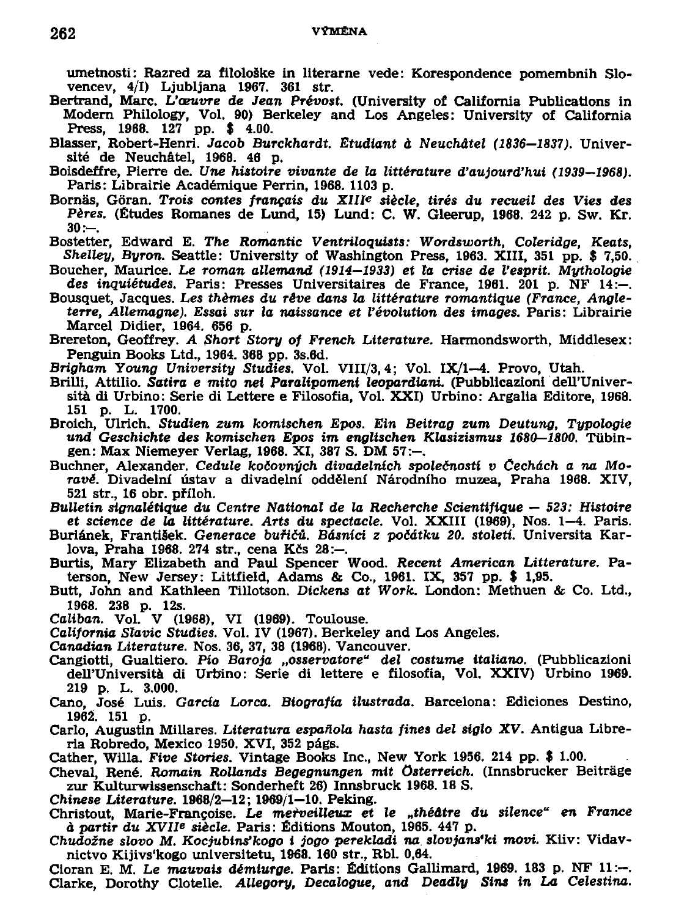umetnosti: Razred za filološke in literarne vede: Korespondence pomembnih Slovencev, 4/I) Ljubljana 1967. 361 str.

Bertrand, Marc. *L'œuvre de Jean Prévost.* (University of California Publications in Modern Philology, Vol. 90) Berkeley and Los Angeles: University of California Press, 1968. 127 pp. $ 4.00.

Blasser, Robert-Henri. *Jacob Burckhardt. Étudiant à Neuchâtel (1836—1837).* Université de Neuchâtel, 1968. 46 p.

Boisdeffre, Pierre de. *Une histoire vivante de la littérature d'aujourd'hui (1939—1968).* Paris: Librairie Académique Perrin, 1968. 1103 p.

Bornäs, Göran. *Trois contes français du XIII[e] siècle, tirés du recueil des Vies des Pères.* (Études Romanes de Lund, 15) Lund: C. W. Gleerup, 1968. 242 p. Sw. Kr. 30:—.

Bostetter, Edward E. *The Romantic Ventriloquists: Wordsworth, Coleridge, Keats, Shelley, Byron.* Seattle: University of Washington Press, 1963. XIII, 351 pp. $ 7,50.

Boucher, Maurice. *Le roman allemand (1914—1933) et la crise de l'esprit. Mythologie des inquiétudes.* Paris: Presses Universitaires de France, 1961. 201 p. NF 14:—.

Bousquet, Jacques. *Les thèmes du rêve dans la littérature romantique (France, Angleterre, Allemagne). Essai sur la naissance et l'évolution des images.* Paris: Librairie Marcel Didier, 1964. 656 p.

Brereton, Geoffrey. *A Short Story of French Literature.* Harmondsworth, Middlesex: Penguin Books Ltd., 1964. 368 pp. 3s.6d.

*Brigham Young University Studies.* Vol. VIII/3, 4; Vol. IX/1—4. Provo, Utah.

Brilli, Attilio. *Satira e mito nei Paralipomeni leopardiani.* (Pubblicazioni dell'Università di Urbino: Serie di Lettere e Filosofia, Vol. XXI) Urbino: Argalia Editore, 1968. 151 p. L. 1700.

Broich, Ulrich. *Studien zum komischen Epos. Ein Beitrag zum Deutung, Typologie und Geschichte des komischen Epos im englischen Klasizismus 1680—1800.* Tübingen: Max Niemeyer Verlag, 1968. XI, 387 S. DM 57:—.

Buchner, Alexander. *Cedule kočovných divadelních společností v Čechách a na Moravě.* Divadelní ústav a divadelní oddělení Národního muzea, Praha 1968. XIV, 521 str., 16 obr. příloh.

*Bulletin signalétique du Centre National de la Recherche Scientifique — 523: Histoire et science de la littérature. Arts du spectacle.* Vol. XXIII (1969), Nos. 1—4. Paris.

Buriánek, František. *Generace buřičů. Básníci z počátku 20. století.* Universita Karlova, Praha 1968. 274 str., cena Kčs 28:—.

Burtis, Mary Elizabeth and Paul Spencer Wood. *Recent American Litterature.* Paterson, New Jersey: Littfield, Adams & Co., 1961. IX, 357 pp. $ 1,95.

Butt, John and Kathleen Tillotson. *Dickens at Work.* London: Methuen & Co. Ltd., 1968. 238 p. 12s.

*Caliban.* Vol. V (1968), VI (1969). Toulouse.

*California Slavic Studies.* Vol. IV (1967). Berkeley and Los Angeles.

*Canadian Literature.* Nos. 36, 37, 38 (1968). Vancouver.

Cangiotti, Gualtiero. *Pio Baroja „osservatore" del costume italiano.* (Pubblicazioni dell'Università di Urbino: Serie di lettere e filosofia, Vol. XXIV) Urbino 1969. 219 p. L. 3.000.

Cano, José Luis. *García Lorca. Biografía ilustrada.* Barcelona: Ediciones Destino, 1962. 151 p.

Carlo, Augustin Millares. *Literatura española hasta fines del siglo XV.* Antigua Librería Robredo, Mexico 1950. XVI, 352 págs.

Cather, Willa. *Five Stories.* Vintage Books Inc., New York 1956. 214 pp. $ 1.00.

Cheval, René. *Romain Rollands Begegnungen mit Österreich.* (Innsbrucker Beiträge zur Kulturwissenschaft: Sonderheft 26) Innsbruck 1968. 18 S.

*Chinese Literature.* 1968/2—12; 1969/1—10. Peking.

Christout, Marie-Françoise. *Le merveilleux et le „théâtre du silence" en France à partir du XVII[e] siècle.* Paris: Éditions Mouton, 1965. 447 p.

*Chudožne slovo M. Kocjubins'kogo i jogo perekladi na slovjans'ki movi.* Kiiv: Vidavnictvo Kijivs'kogo universitetu, 1968. 160 str., Rbl. 0,64.

Cioran E. M. *Le mauvais démiurge.* Paris: Éditions Gallimard, 1969. 183 p. NF 11:—.

Clarke, Dorothy Clotelle. *Allegory, Decalogue, and Deadly Sins in La Celestina.*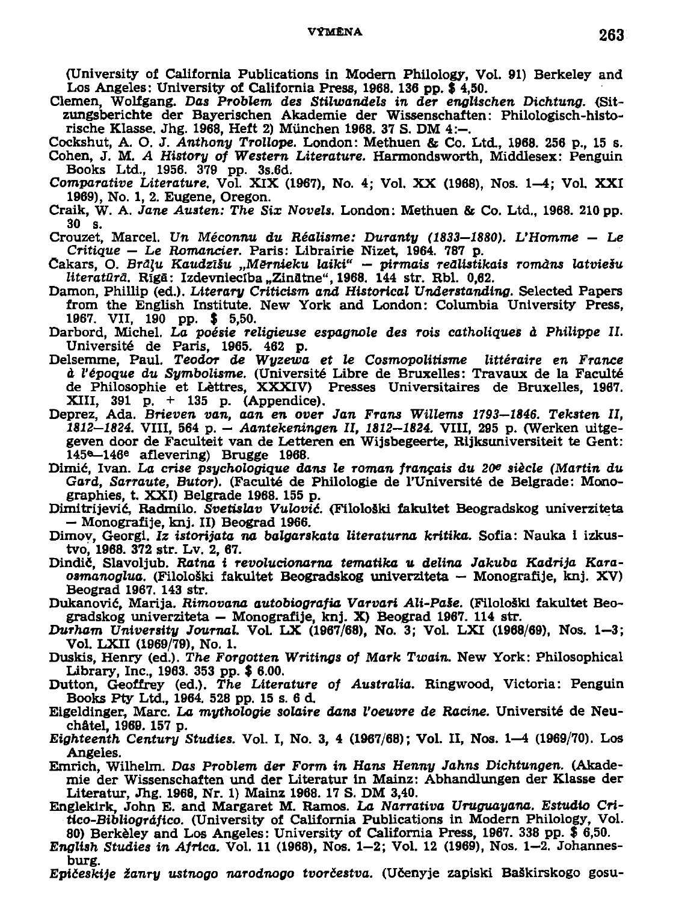(University of California Publications in Modern Philology, Vol. 91) Berkeley and Los Angeles: University of California Press, 1968. 136 pp. $ 4,50.

Clemen, Wolfgang. *Das Problem des Stilwandels in der englischen Dichtung.* (Sitzungsberichte der Bayerischen Akademie der Wissenschaften: Philologisch-historische Klasse. Jhg. 1968, Heft 2) München 1968. 37 S. DM 4:–.

Cockshut, A. O. J. *Anthony Trollope.* London: Methuen & Co. Ltd., 1968. 256 p., 15 s.

Cohen, J. M. *A History of Western Literature.* Harmondsworth, Middlesex: Penguin Books Ltd., 1956. 379 pp. 3s.6d.

*Comparative Literature.* Vol. XIX (1967), No. 4; Vol. XX (1968), Nos. 1–4; Vol. XXI 1969), No. 1, 2. Eugene, Oregon.

Craik, W. A. *Jane Austen: The Six Novels.* London: Methuen & Co. Ltd., 1968. 210 pp. 30 s.

Crouzet, Marcel. *Un Méconnu du Réalisme: Duranty (1833–1880). L'Homme — Le Critique — Le Romancier.* Paris: Librairie Nizet, 1964. 787 p.

Čakars, O. *Brāļu Kaudzīšu „Mērnieku laiki" — pirmais reālistikais romāns latviešu literatūrā.* Rīgā: Izdevniecība „Zinātne", 1968. 144 str. Rbl. 0,62.

Damon, Phillip (ed.). *Literary Criticism and Historical Understanding.* Selected Papers from the English Institute. New York and London: Columbia University Press, 1967. VII, 190 pp. $ 5,50.

Darbord, Michel. *La poésie religieuse espagnole des rois catholiques à Philippe II.* Université de Paris, 1965. 462 p.

Delsemme, Paul. *Teodor de Wyzewa et le Cosmopolitisme littéraire en France à l'époque du Symbolisme.* (Université Libre de Bruxelles: Travaux de la Faculté de Philosophie et Lèttres, XXXIV) Presses Universitaires de Bruxelles, 1967. XIII, 391 p. + 135 p. (Appendice).

Deprez, Ada. *Brieven van, aan en over Jan Frans Willems 1793–1846. Teksten II, 1812–1824.* VIII, 564 p. — *Aantekeningen II, 1812–1824.* VIII, 295 p. (Werken uitgegeven door de Faculteit van de Letteren en Wijsbegeerte, Rijksuniversiteit te Gent: 145e–146e aflevering) Brugge 1968.

Dimić, Ivan. *La crise psychologique dans le roman français du 20e siècle (Martin du Gard, Sarraute, Butor).* (Faculté de Philologie de l'Université de Belgrade: Monographies, t. XXI) Belgrade 1968. 155 p.

Dimitrijević, Radmilo. *Svetislav Vulović.* (Filološki fakultet Beogradskog univerziteta — Monografije, knj. II) Beograd 1966.

Dimov, Georgi. *Iz istorijata na balgarskata literaturna kritika.* Sofia: Nauka i izkustvo, 1968. 372 str. Lv. 2, 67.

Dindič, Slavoljub. *Ratna i revolucionarna tematika u delina Jakuba Kadrija Karaosmanoglua.* (Filološki fakultet Beogradskog univerziteta — Monografije, knj. XV) Beograd 1967. 143 str.

Dukanović, Marija. *Rimovana autobiografia Varvari Ali-Paše.* (Filološki fakultet Beogradskog univerziteta — Monografije, knj. X) Beograd 1967. 114 str.

*Durham University Journal.* Vol. LX (1967/68), No. 3; Vol. LXI (1968/69), Nos. 1–3; Vol. LXII (1969/79), No. 1.

Duskis, Henry (ed.). *The Forgotten Writings of Mark Twain.* New York: Philosophical Library, Inc., 1963. 353 pp. $ 6.00.

Dutton, Geoffrey (ed.). *The Literature of Australia.* Ringwood, Victoria: Penguin Books Pty Ltd., 1964. 528 pp. 15 s. 6 d.

Eigeldinger, Marc. *La mythologie solaire dans l'oeuvre de Racine.* Université de Neuchâtel, 1969. 157 p.

*Eighteenth Century Studies.* Vol. I, No. 3, 4 (1967/68); Vol. II, Nos. 1–4 (1969/70). Los Angeles.

Emrich, Wilhelm. *Das Problem der Form in Hans Henny Jahns Dichtungen.* (Akademie der Wissenschaften und der Literatur in Mainz: Abhandlungen der Klasse der Literatur, Jhg. 1968, Nr. 1) Mainz 1968. 17 S. DM 3,40.

Englekirk, John E. and Margaret M. Ramos. *La Narrativa Uruguayana. Estudio Crítico-Bibliográfico.* (University of California Publications in Modern Philology, Vol. 80) Berkèley and Los Angeles: University of California Press, 1967. 338 pp. $ 6,50.

*English Studies in Africa.* Vol. 11 (1968), Nos. 1–2; Vol. 12 (1969), Nos. 1–2. Johannesburg.

*Epičeskije žanry ustnogo narodnogo tvorčestva.* (Učenyje zapiski Baškirskogo gosu-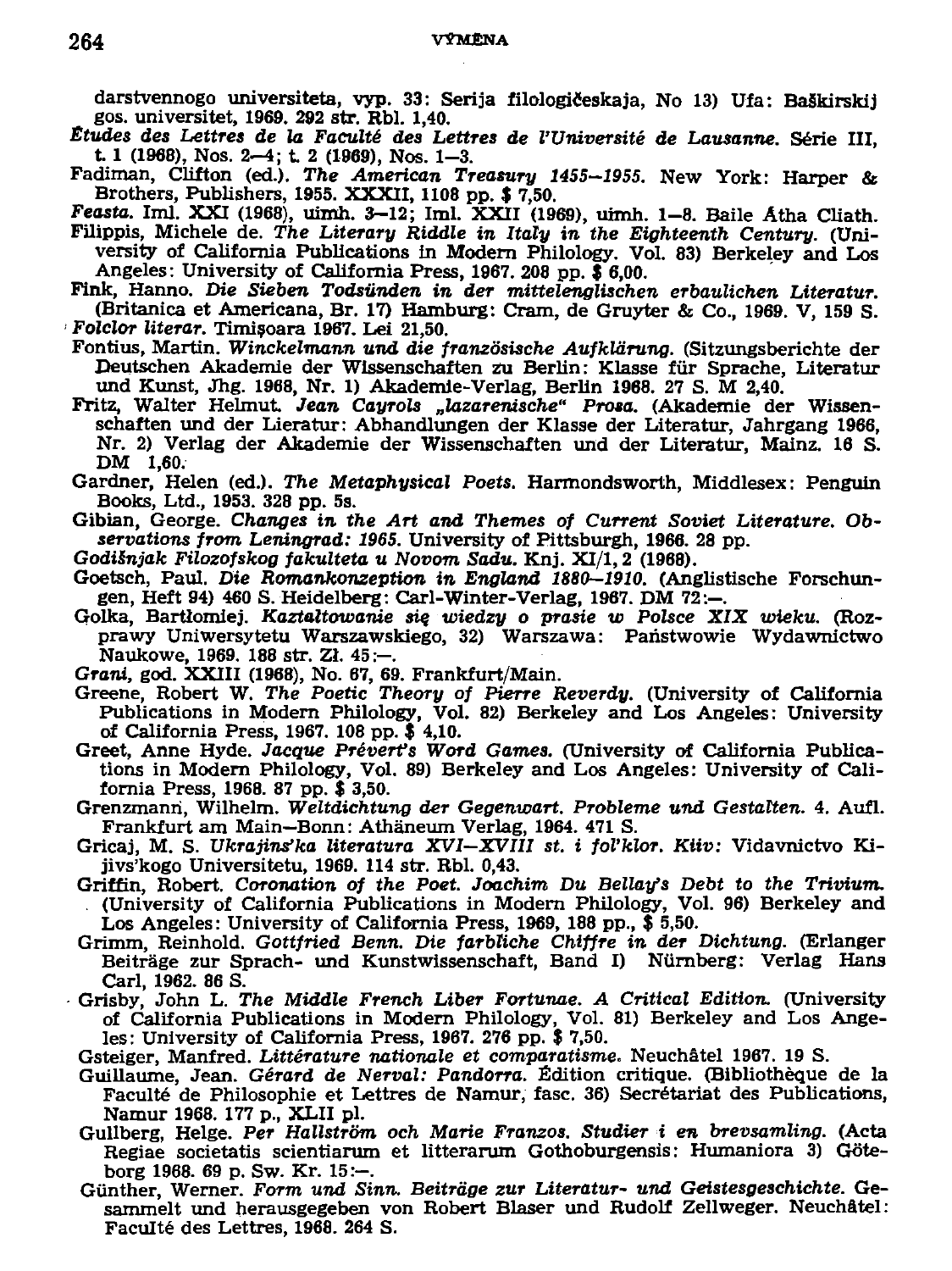darstvennogo universiteta, vyp. 33: Serija filologičeskaja, No 13) Ufa: Baškirskij gos. universitet, 1969. 292 str. Rbl. 1,40.

*Études des Lettres de la Faculté des Lettres de l'Université de Lausanne.* Série III, t. 1 (1968), Nos. 2—4; t. 2 (1969), Nos. 1—3.

Fadiman, Clifton (ed.). *The American Treasury 1455—1955.* New York: Harper & Brothers, Publishers, 1955. XXXII, 1108 pp. $ 7,50.

*Feasta.* Iml. XXI (1968), uimh. 3—12; Iml. XXII (1969), uimh. 1—8. Baile Átha Cliath.

Filippis, Michele de. *The Literary Riddle in Italy in the Eighteenth Century.* (University of California Publications in Modern Philology. Vol. 83) Berkeley and Los Angeles: University of California Press, 1967. 208 pp. $ 6,00.

Fink, Hanno. *Die Sieben Todsünden in der mittelenglischen erbaulichen Literatur.* (Britanica et Americana, Br. 17) Hamburg: Cram, de Gruyter & Co., 1969. V, 159 S.

*Folclor literar.* Timişoara 1967. Lei 21,50.

Fontius, Martin. *Winckelmann und die französische Aufklärung.* (Sitzungsberichte der Deutschen Akademie der Wissenschaften zu Berlin: Klasse für Sprache, Literatur und Kunst, Jhg. 1968, Nr. 1) Akademie-Verlag, Berlin 1968. 27 S. M 2,40.

Fritz, Walter Helmut. *Jean Cayrols „lazarenische" Prosa.* (Akademie der Wissenschaften und der Lieratur: Abhandlungen der Klasse der Literatur, Jahrgang 1966, Nr. 2) Verlag der Akademie der Wissenschaften und der Literatur, Mainz. 16 S. DM 1,60.

Gardner, Helen (ed.). *The Metaphysical Poets.* Harmondsworth, Middlesex: Penguin Books, Ltd., 1953. 328 pp. 5s.

Gibian, George. *Changes in the Art and Themes of Current Soviet Literature. Observations from Leningrad: 1965.* University of Pittsburgh, 1966. 28 pp.

*Godišnjak Filozofskog fakulteta u Novom Sadu.* Knj. XI/1, 2 (1968).

Goetsch, Paul. *Die Romankonzeption in England 1880—1910.* (Anglistische Forschungen, Heft 94) 460 S. Heidelberg: Carl-Winter-Verlag, 1967. DM 72:—.

Golka, Bartłomiej. *Kaztałtowanie się wiedzy o prasie w Polsce XIX wieku.* (Rozprawy Uniwersytetu Warszawskiego, 32) Warszawa: Pańs­twowie Wydawnictwo Naukowe, 1969. 188 str. Zł. 45:—.

*Grani,* god. XXIII (1968), No. 67, 69. Frankfurt/Main.

Greene, Robert W. *The Poetic Theory of Pierre Reverdy.* (University of California Publications in Modern Philology, Vol. 82) Berkeley and Los Angeles: University of California Press, 1967. 108 pp. $ 4,10.

Greet, Anne Hyde. *Jacque Prévert's Word Games.* (University of California Publications in Modern Philology, Vol. 89) Berkeley and Los Angeles: University of California Press, 1968. 87 pp. $ 3,50.

Grenzmann, Wilhelm. *Weltdichtung der Gegenwart. Probleme und Gestalten.* 4. Aufl. Frankfurt am Main—Bonn: Athäneum Verlag, 1964. 471 S.

Gricaj, M. S. *Ukrajins'ka literatura XVI—XVIII st. i fol'klor. Kiiv:* Vidavnictvo Kijivs'kogo Universitetu, 1969. 114 str. Rbl. 0,43.

Griffin, Robert. *Coronation of the Poet. Joachim Du Bellay's Debt to the Trivium.* (University of California Publications in Modern Philology, Vol. 96) Berkeley and Los Angeles: University of California Press, 1969, 188 pp., $ 5,50.

Grimm, Reinhold. *Gottfried Benn. Die farbliche Chiffre in der Dichtung.* (Erlanger Beiträge zur Sprach- und Kunstwissenschaft, Band I) Nürnberg: Verlag Hans Carl, 1962. 86 S.

Grisby, John L. *The Middle French Liber Fortunae. A Critical Edition.* (University of California Publications in Modern Philology, Vol. 81) Berkeley and Los Angeles: University of California Press, 1967. 276 pp. $ 7,50.

Gsteiger, Manfred. *Littérature nationale et comparatisme.* Neuchâtel 1967. 19 S.

Guillaume, Jean. *Gérard de Nerval: Pandorra.* Édition critique. (Bibliothèque de la Faculté de Philosophie et Lettres de Namur, fasc. 36) Secrétariat des Publications, Namur 1968. 177 p., XLII pl.

Gullberg, Helge. *Per Hallström och Marie Franzos. Studier i en brevsamling.* (Acta Regiae societatis scientiarum et litterarum Gothoburgensis: Humaniora 3) Göteborg 1968. 69 p. Sw. Kr. 15:—.

Günther, Werner. *Form und Sinn. Beiträge zur Literatur- und Geistesgeschichte.* Gesammelt und herausgegeben von Robert Blaser und Rudolf Zellweger. Neuchâtel: Faculté des Lettres, 1968. 264 S.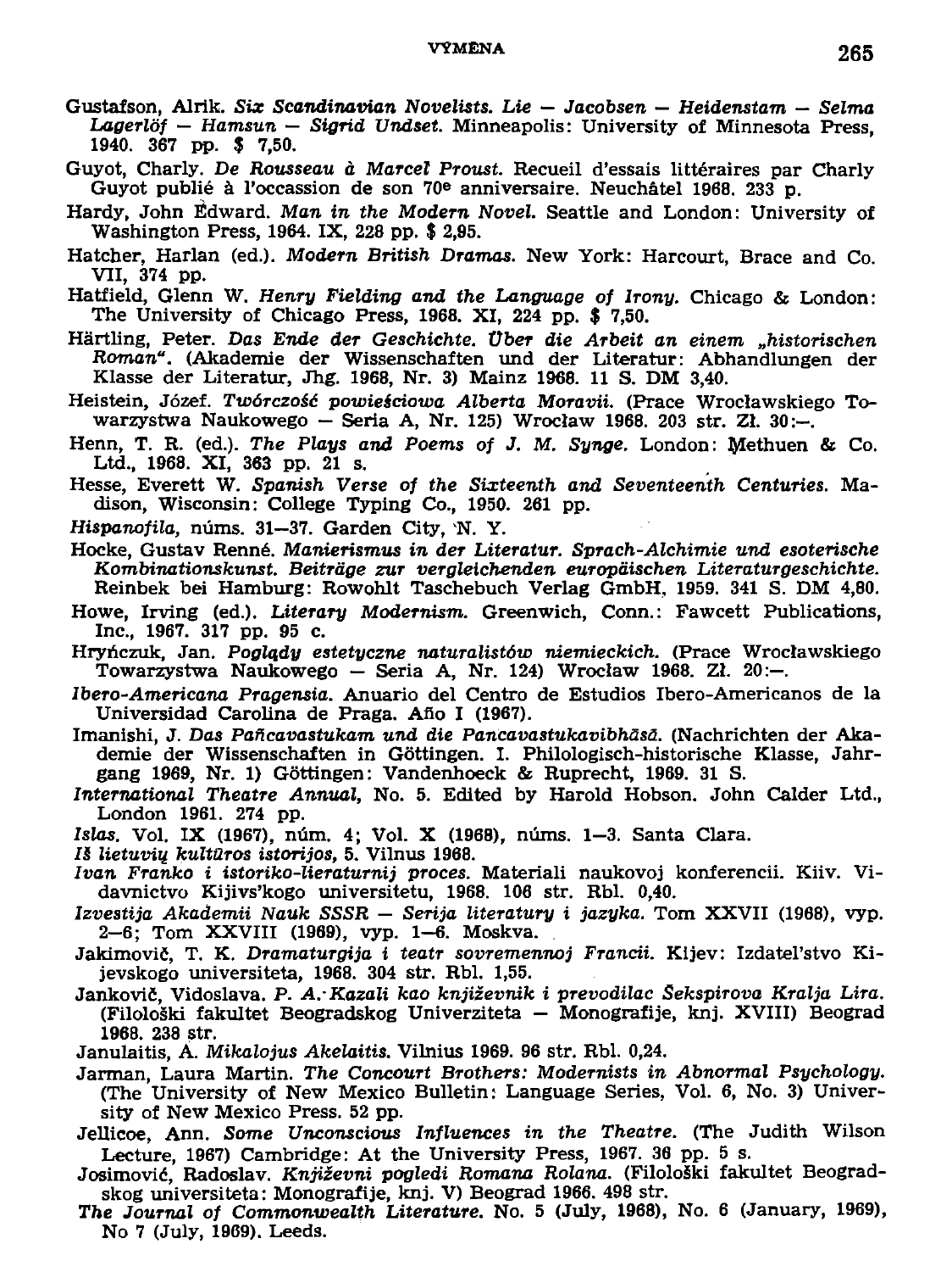Gustafson, Alrik. *Six Scandinavian Novelists. Lie — Jacobsen — Heidenstam — Selma Lagerlöf — Hamsun — Sigrid Undset.* Minneapolis: University of Minnesota Press, 1940. 367 pp. $ 7,50.

Guyot, Charly. *De Rousseau à Marcel Proust.* Recueil d'essais littéraires par Charly Guyot publié à l'occassion de son 70e anniversaire. Neuchâtel 1968. 233 p.

Hardy, John Edward. *Man in the Modern Novel.* Seattle and London: University of Washington Press, 1964. IX, 228 pp. $ 2,95.

Hatcher, Harlan (ed.). *Modern British Dramas.* New York: Harcourt, Brace and Co. VII, 374 pp.

Hatfield, Glenn W. *Henry Fielding and the Language of Irony.* Chicago & London: The University of Chicago Press, 1968. XI, 224 pp. $ 7,50.

Härtling, Peter. *Das Ende der Geschichte. Über die Arbeit an einem „historischen Roman".* (Akademie der Wissenschaften und der Literatur: Abhandlungen der Klasse der Literatur, Jhg. 1968, Nr. 3) Mainz 1968. 11 S. DM 3,40.

Heistein, Józef. *Twórczość powieściowa Alberta Moravii.* (Prace Wrocławskiego Towarzystwa Naukowego — Seria A, Nr. 125) Wrocław 1968. 203 str. Zł. 30:—.

Henn, T. R. (ed.). *The Plays and Poems of J. M. Synge.* London: Methuen & Co. Ltd., 1968. XI, 363 pp. 21 s.

Hesse, Everett W. *Spanish Verse of the Sixteenth and Seventeenth Centuries.* Madison, Wisconsin: College Typing Co., 1950. 261 pp.

*Hispanofila,* núms. 31—37. Garden City, N. Y.

Hocke, Gustav Renné. *Manierismus in der Literatur. Sprach-Alchimie und esoterische Kombinationskunst. Beiträge zur vergleichenden europäischen Literaturgeschichte.* Reinbek bei Hamburg: Rowohlt Taschebuch Verlag GmbH, 1959. 341 S. DM 4,80.

Howe, Irving (ed.). *Literary Modernism.* Greenwich, Conn.: Fawcett Publications, Inc., 1967. 317 pp. 95 c.

Hryńczuk, Jan. *Poglądy estetyczne naturalistów niemieckich.* (Prace Wrocławskiego Towarzystwa Naukowego — Seria A, Nr. 124) Wrocław 1968. Zł. 20:—.

*Ibero-Americana Pragensia.* Anuario del Centro de Estudios Ibero-Americanos de la Universidad Carolina de Praga. Año I (1967).

Imanishi, J. *Das Pañcavastukam und die Pancavastukavibhāsā.* (Nachrichten der Akademie der Wissenschaften in Göttingen. I. Philologisch-historische Klasse, Jahrgang 1969, Nr. 1) Göttingen: Vandenhoeck & Ruprecht, 1969. 31 S.

*International Theatre Annual,* No. 5. Edited by Harold Hobson. John Calder Ltd., London 1961. 274 pp.

*Islas.* Vol. IX (1967), núm. 4; Vol. X (1968), núms. 1—3. Santa Clara.

*Iš lietuvių kultūros istorijos,* 5. Vilnus 1968.

*Ivan Franko i istoriko-lieraturnij proces.* Materiali naukovoj konferencii. Kiiv. Vidavnictvo Kijivs'kogo universitetu, 1968. 106 str. Rbl. 0,40.

*Izvestija Akademii Nauk SSSR — Serija literatury i jazyka.* Tom XXVII (1968), vyp. 2—6; Tom XXVIII (1969), vyp. 1—6. Moskva.

Jakimovič, T. K. *Dramaturgija i teatr sovremennoj Francii.* Kijev: Izdatel'stvo Kijevskogo universiteta, 1968. 304 str. Rbl. 1,55.

Jankovič, Vidoslava. *P. A. Kazali kao književnik i prevodilac Šekspirova Kralja Lira.* (Filološki fakultet Beogradskog Univerziteta — Monografije, knj. XVIII) Beograd 1968. 238 str.

Janulaitis, A. *Mikalojus Akelaitis.* Vilnius 1969. 96 str. Rbl. 0,24.

Jarman, Laura Martin. *The Concourt Brothers: Modernists in Abnormal Psychology.* (The University of New Mexico Bulletin: Language Series, Vol. 6, No. 3) University of New Mexico Press. 52 pp.

Jellicoe, Ann. *Some Unconscious Influences in the Theatre.* (The Judith Wilson Lecture, 1967) Cambridge: At the University Press, 1967. 36 pp. 5 s.

Josimović, Radoslav. *Književni pogledi Romana Rolana.* (Filološki fakultet Beogradskog universiteta: Monografije, knj. V) Beograd 1966. 498 str.

*The Journal of Commonwealth Literature.* No. 5 (July, 1968), No. 6 (January, 1969), No 7 (July, 1969). Leeds.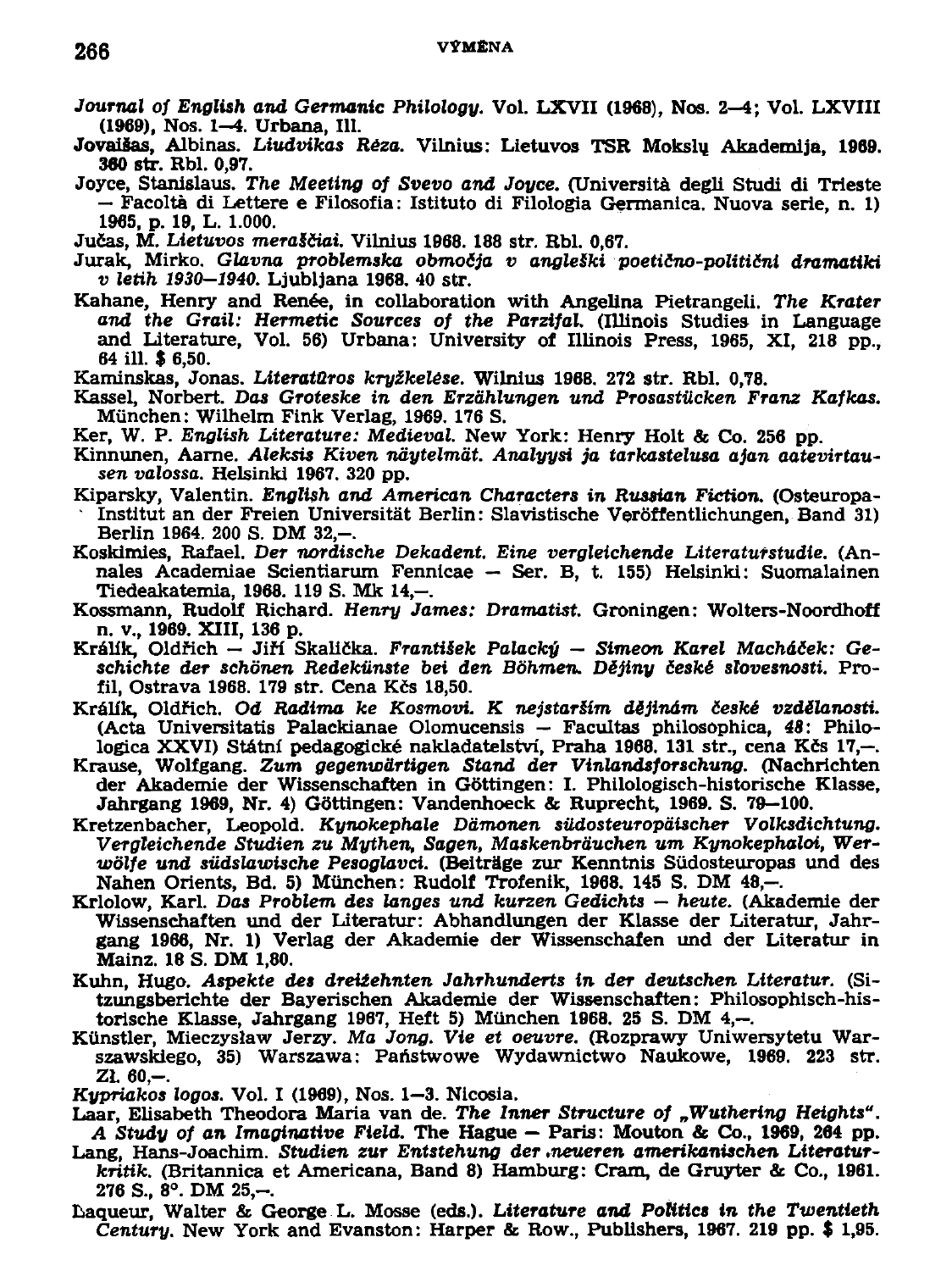*Journal of English and Germanic Philology*. Vol. LXVII (1968), Nos. 2—4; Vol. LXVIII (1969), Nos. 1—4. Urbana, Ill.

Jovaišas, Albinas. *Liudvikas Rėza*. Vilnius: Lietuvos TSR Mokslų Akademija, 1969. 360 str. Rbl. 0,97.

Joyce, Stanislaus. *The Meeting of Svevo and Joyce*. (Università degli Studi di Trieste — Facoltà di Lettere e Filosofia: Istituto di Filologia Germanica. Nuova serie, n. 1) 1965, p. 19, L. 1.000.

Jučas, M. *Lietuvos meraščiai*. Vilnius 1968. 188 str. Rbl. 0,67.

Jurak, Mirko. *Glavna problemska območja v angleški poetično-politični dramatiki v letih 1930—1940*. Ljubljana 1968. 40 str.

Kahane, Henry and Renée, in collaboration with Angelina Pietrangeli. *The Krater and the Grail: Hermetic Sources of the Parzifal*. (Illinois Studies in Language and Literature, Vol. 56) Urbana: University of Illinois Press, 1965, XI, 218 pp., 64 ill. $ 6,50.

Kaminskas, Jonas. *Literatūros kryžkelėse*. Wilnius 1968. 272 str. Rbl. 0,78.

Kassel, Norbert. *Das Groteske in den Erzählungen und Prosastücken Franz Kafkas*. München: Wilhelm Fink Verlag, 1969. 176 S.

Ker, W. P. *English Literature: Medieval*. New York: Henry Holt & Co. 256 pp.

Kinnunen, Aarne. *Aleksis Kiven näytelmät. Analyysi ja tarkastelusa ajan aatevirtausen valossa*. Helsinki 1967. 320 pp.

Kiparsky, Valentin. *English and American Characters in Russian Fiction*. (Osteuropa-Institut an der Freien Universität Berlin: Slavistische Veröffentlichungen, Band 31) Berlin 1964. 200 S. DM 32,—.

Koskimies, Rafael. *Der nordische Dekadent. Eine vergleichende Literaturstudie*. (Annales Academiae Scientiarum Fennicae — Ser. B, t. 155) Helsinki: Suomalainen Tiedeakatemia, 1968. 119 S. Mk 14,—.

Kossmann, Rudolf Richard. *Henry James: Dramatist*. Groningen: Wolters-Noordhoff n. v., 1969. XIII, 136 p.

Králík, Oldřich — Jiří Skalička. *František Palacký — Simeon Karel Macháček: Geschichte der schönen Redekünste bei den Böhmen. Dějiny české slovesnosti*. Profil, Ostrava 1968. 179 str. Cena Kčs 18,50.

Králík, Oldřich. *Od Radima ke Kosmovi. K nejstarším dějinám české vzdělanosti*. (Acta Universitatis Palackianae Olomucensis — Facultas philosophica, *48*: Philologica XXVI) Státní pedagogické nakladatelství, Praha 1968. 131 str., cena Kčs 17,—.

Krause, Wolfgang. *Zum gegenwärtigen Stand der Vinlandsforschung*. (Nachrichten der Akademie der Wissenschaften in Göttingen: I. Philologisch-historische Klasse, Jahrgang 1969, Nr. 4) Göttingen: Vandenhoeck & Ruprecht, 1969. S. 79—100.

Kretzenbacher, Leopold. *Kynokephale Dämonen südosteuropäischer Volksdichtung. Vergleichende Studien zu Mythen, Sagen, Maskenbräuchen um Kynokephaloi, Werwölfe und südslawische Pesoglavci*. (Beiträge zur Kenntnis Südosteuropas und des Nahen Orients, Bd. 5) München: Rudolf Trofenik, 1968. 145 S. DM 48,—.

Krlolow, Karl. *Das Problem des langes und kurzen Gedichts — heute*. (Akademie der Wissenschaften und der Literatur: Abhandlungen der Klasse der Literatur, Jahrgang 1966, Nr. 1) Verlag der Akademie der Wissenschafen und der Literatur in Mainz. 18 S. DM 1,80.

Kuhn, Hugo. *Aspekte des dreizehnten Jahrhunderts in der deutschen Literatur*. (Sitzungsberichte der Bayerischen Akademie der Wissenschaften: Philosophisch-historische Klasse, Jahrgang 1967, Heft 5) München 1968. 25 S. DM 4,—.

Künstler, Mieczysław Jerzy. *Ma Jong. Vie et oeuvre*. (Rozprawy Uniwersytetu Warszawskiego, 35) Warszawa: Państwowe Wydawnictwo Naukowe, 1969. 223 str. Zł. 60,—.

*Kypriakos logos*. Vol. I (1969), Nos. 1—3. Nicosia.

Laar, Elisabeth Theodora Maria van de. *The Inner Structure of „Wuthering Heights". A Study of an Imaginative Field*. The Hague — Paris: Mouton & Co., 1969, 264 pp.

Lang, Hans-Joachim. *Studien zur Entstehung der neueren amerikanischen Literaturkritik*. (Britannica et Americana, Band 8) Hamburg: Cram, de Gruyter & Co., 1961. 276 S., 8°. DM 25,—.

Laqueur, Walter & George L. Mosse (eds.). *Literature and Politics in the Twentieth Century*. New York and Evanston: Harper & Row., Publishers, 1967. 219 pp. $ 1,95.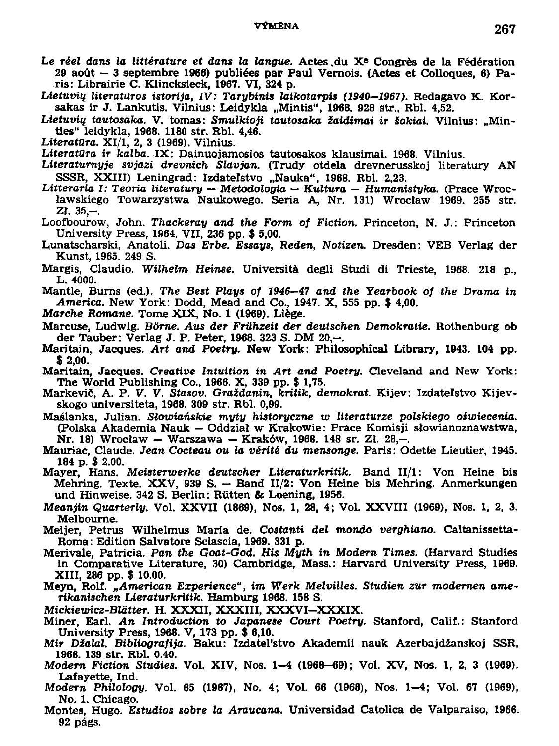*Le réel dans la littérature et dans la langue.* Actes du X^e Congrès de la Fédération 29 août — 3 septembre 1966) publiées par Paul Vernois. (Actes et Colloques, 6) Paris: Librairie C. Klincksieck, 1967. VI, 324 p.

*Lietuvių literatūros istorija, IV: Tarybinis laikotarpis (1940—1967).* Redagavo K. Korsakas ir J. Lankutis. Vilnius: Leidykla „Mintis", 1968. 928 str., Rbl. 4,52.

*Lietuvių tautosaka.* V. tomas: *Smulkioji tautosaka žaidimai ir šokiai.* Vilnius: „Minties" leidykla, 1968. 1180 str. Rbl. 4,46.

*Literatūra.* XI/1, 2, 3 (1969). Vilnius.

*Literatūra ir kalba.* IX: Dainuojamosios tautosakos klausimai. 1968. Vilnius.

*Literaturnyje svjazi drevnich Slavjan.* (Trudy otdela drevnerusskoj literatury AN SSSR, XXIII) Leningrad: Izdateľstvo „Nauka", 1968. Rbl. 2,23.

*Litteraria I: Teoria literatury — Metodologia — Kultura — Humanistyka.* (Prace Wrocławskiego Towarzystwa Naukowego. Seria A, Nr. 131) Wrocław 1969. 255 str. Zł. 35,—.

Loofbourow, John. *Thackeray and the Form of Fiction.* Princeton, N. J.: Princeton University Press, 1964. VII, 236 pp. $ 5,00.

Lunatscharski, Anatoli. *Das Erbe. Essays, Reden, Notizen.* Dresden: VEB Verlag der Kunst, 1965. 249 S.

Margis, Claudio. *Wilhelm Heinse.* Università degli Studi di Trieste, 1968. 218 p., L. 4000.

Mantle, Burns (ed.). *The Best Plays of 1946—47 and the Yearbook of the Drama in America.* New York: Dodd, Mead and Co., 1947. X, 555 pp. $ 4,00.

*Marche Romane.* Tome XIX, No. 1 (1969). Liège.

Marcuse, Ludwig. *Börne. Aus der Frühzeit der deutschen Demokratie.* Rothenburg ob der Tauber: Verlag J. P. Peter, 1968. 323 S. DM 20,—.

Maritain, Jacques. *Art and Poetry.* New York: Philosophical Library, 1943. 104 pp. $ 2,00.

Maritain, Jacques. *Creative Intuition in Art and Poetry.* Cleveland and New York: The World Publishing Co., 1966. X, 339 pp. $ 1,75.

Markevič, A. P. *V. V. Stasov. Graždanin, kritik, demokrat.* Kijev: Izdateľstvo Kijevskogo universiteta, 1968. 309 str. Rbl. 0,99.

Maślanka, Julian. *Słowiańskie myty historyczne w literaturze polskiego oświecenia.* (Polska Akademia Nauk — Oddział w Krakowie: Prace Komisji słowianoznawstwa, Nr. 18) Wrocław — Warszawa — Kraków, 1968. 148 sr. Zł. 28,—.

Mauriac, Claude. *Jean Cocteau ou la vérité du mensonge.* Paris: Odette Lieutier, 1945. 184 p. $ 2.00.

Mayer, Hans. *Meisterwerke deutscher Literaturkritik.* Band II/1: Von Heine bis Mehring. Texte. XXV, 939 S. — Band II/2: Von Heine bis Mehring. Anmerkungen und Hinweise. 342 S. Berlin: Rütten & Loening, 1956.

*Meanjin Quarterly.* Vol. XXVII (1869), Nos. 1, 28, 4; Vol. XXVIII (1969), Nos. 1, 2, 3. Melbourne.

Meijer, Petrus Wilhelmus Maria de. *Costanti del mondo verghiano.* Caltanissetta-Roma: Edition Salvatore Sciascia, 1969. 331 p.

Merivale, Patricia. *Pan the Goat-God. His Myth in Modern Times.* (Harvard Studies in Comparative Literature, 30) Cambridge, Mass.: Harvard University Press, 1969. XIII, 286 pp. $ 10.00.

Meyn, Rolf. *„American Experience", im Werk Melvilles. Studien zur modernen amerikanischen Lieraturkritik.* Hamburg 1968. 158 S.

*Mickiewicz-Blätter.* H. XXXII, XXXIII, XXXVI—XXXIX.

Miner, Earl. *An Introduction to Japanese Court Poetry.* Stanford, Calif.: Stanford University Press, 1968. V, 173 pp. $ 6,10.

*Mir Džalal. Bibliografija.* Baku: Izdatel'stvo Akademii nauk Azerbajdžanskoj SSR, 1968. 139 str. Rbl. 0.40.

*Modern Fiction Studies.* Vol. XIV, Nos. 1—4 (1968—69); Vol. XV, Nos. 1, 2, 3 (1969). Lafayette, Ind.

*Modern Philology.* Vol. 65 (1967), No. 4; Vol. 66 (1968), Nos. 1—4; Vol. 67 (1969), No. 1. Chicago.

Montes, Hugo. *Estudios sobre la Araucana.* Universidad Catolica de Valparaiso, 1966. 92 págs.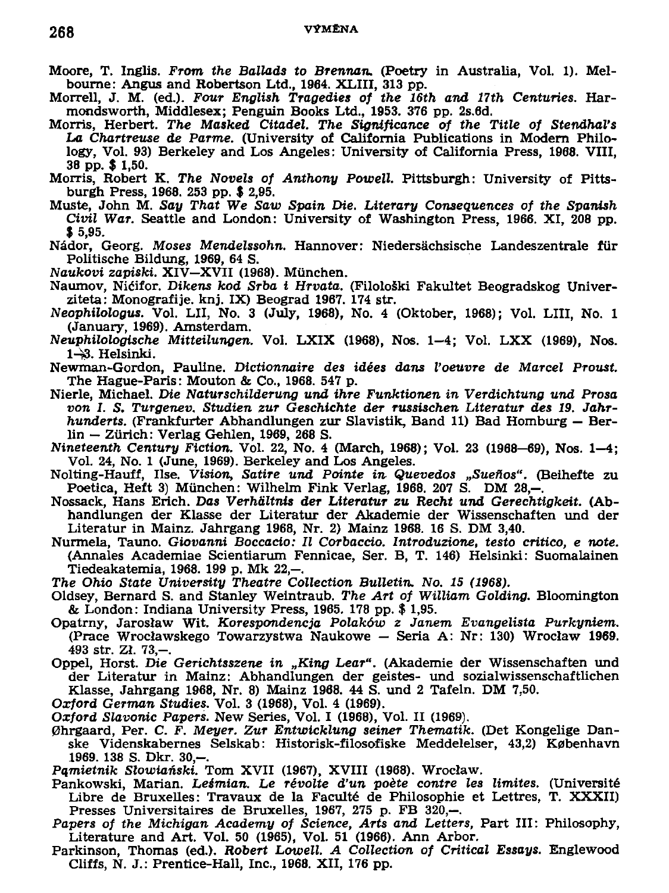Moore, T. Inglis. *From the Ballads to Brennan.* (Poetry in Australia, Vol. 1). Melbourne: Angus and Robertson Ltd., 1964. XLIII, 313 pp.

Morrell, J. M. (ed.). *Four English Tragedies of the 16th and 17th Centuries.* Harmondsworth, Middlesex; Penguin Books Ltd., 1953. 376 pp. 2s.6d.

Morris, Herbert. *The Masked Citadel. The Significance of the Title of Stendhal's La Chartreuse de Parme.* (University of California Publications in Modern Philology, Vol. 93) Berkeley and Los Angeles: University of California Press, 1968. VIII, 38 pp. $ 1,50.

Morris, Robert K. *The Novels of Anthony Powell.* Pittsburgh: University of Pittsburgh Press, 1968. 253 pp. $ 2,95.

Muste, John M. *Say That We Saw Spain Die. Literary Consequences of the Spanish Civil War.* Seattle and London: University of Washington Press, 1966. XI, 208 pp. $ 5,95.

Nádor, Georg. *Moses Mendelssohn.* Hannover: Niedersächsische Landeszentrale für Politische Bildung, 1969, 64 S.

*Naukovi zapiski.* XIV—XVII (1968). München.

Naumov, Nićifor. *Dikens kod Srba i Hrvata.* (Filološki Fakultet Beogradskog Univerziteta: Monografije. knj. IX) Beograd 1967. 174 str.

*Neophilologus.* Vol. LII, No. 3 (July, 1968), No. 4 (Oktober, 1968); Vol. LIII, No. 1 (January, 1969). Amsterdam.

*Neuphilologische Mitteilungen.* Vol. LXIX (1968), Nos. 1—4; Vol. LXX (1969), Nos. 1—3. Helsinki.

Newman-Gordon, Pauline. *Dictionnaire des idées dans l'oeuvre de Marcel Proust.* The Hague-Paris: Mouton & Co., 1968. 547 p.

Nierle, Michael. *Die Naturschilderung und ihre Funktionen in Verdichtung und Prosa von I. S. Turgenev. Studien zur Geschichte der russischen Literatur des 19. Jahrhunderts.* (Frankfurter Abhandlungen zur Slavistik, Band 11) Bad Homburg — Berlin — Zürich: Verlag Gehlen, 1969, 268 S.

*Nineteenth Century Fiction.* Vol. 22, No. 4 (March, 1968); Vol. 23 (1968—69), Nos. 1—4; Vol. 24, No. 1 (June, 1969). Berkeley and Los Angeles.

Nolting-Hauff, Ilse. *Vision, Satire und Pointe in Quevedos „Sueños".* (Beihefte zu Poetica, Heft 3) München: Wilhelm Fink Verlag, 1968. 207 S. DM 28,—.

Nossack, Hans Erich. *Das Verhältnis der Literatur zu Recht und Gerechtigkeit.* (Abhandlungen der Klasse der Literatur der Akademie der Wissenschaften und der Literatur in Mainz. Jahrgang 1968, Nr. 2) Mainz 1968. 16 S. DM 3,40.

Nurmela, Tauno. *Giovanni Boccacio: Il Corbaccio. Introduzione, testo critico, e note.* (Annales Academiae Scientiarum Fennicae, Ser. B, T. 146) Helsinki: Suomalainen Tiedeakatemia, 1968. 199 p. Mk 22,—.

*The Ohio State University Theatre Collection Bulletin. No. 15 (1968).*

Oldsey, Bernard S. and Stanley Weintraub. *The Art of William Golding.* Bloomington & London: Indiana University Press, 1965. 178 pp. $ 1,95.

Opatrny, Jarosław Wit. *Korespondencja Polaków z Janem Evangelista Purkyniem.* (Prace Wrocławskego Towarzystwa Naukowe — Seria A: Nr: 130) Wrocław 1969. 493 str. Zł. 73,—.

Oppel, Horst. *Die Gerichtsszene in „King Lear".* (Akademie der Wissenschaften und der Literatur in Mainz: Abhandlungen der geistes- und sozialwissenschaftlichen Klasse, Jahrgang 1968, Nr. 8) Mainz 1968. 44 S. und 2 Tafeln. DM 7,50.

*Oxford German Studies.* Vol. 3 (1968), Vol. 4 (1969).

*Oxford Slavonic Papers.* New Series, Vol. I (1968), Vol. II (1969).

Øhrgaard, Per. *C. F. Meyer. Zur Entwicklung seiner Thematik.* (Det Kongelige Danske Videnskabernes Selskab: Historisk-filosofiske Meddelelser, 43,2) København 1969. 138 S. Dkr. 30,—.

*Pamietnik Słowiański.* Tom XVII (1967), XVIII (1968). Wrocław.

Pankowski, Marian. *Leśmian. Le révolte d'un poète contre les limites.* (Université Libre de Bruxelles: Travaux de la Faculté de Philosophie et Lettres, T. XXXII) Presses Universitaires de Bruxelles, 1967, 275 p. FB 320,—.

*Papers of the Michigan Academy of Science, Arts and Letters,* Part III: Philosophy, Literature and Art. Vol. 50 (1965), Vol. 51 (1966). Ann Arbor.

Parkinson, Thomas (ed.). *Robert Lowell. A Collection of Critical Essays.* Englewood Cliffs, N. J.: Prentice-Hall, Inc., 1968. XII, 176 pp.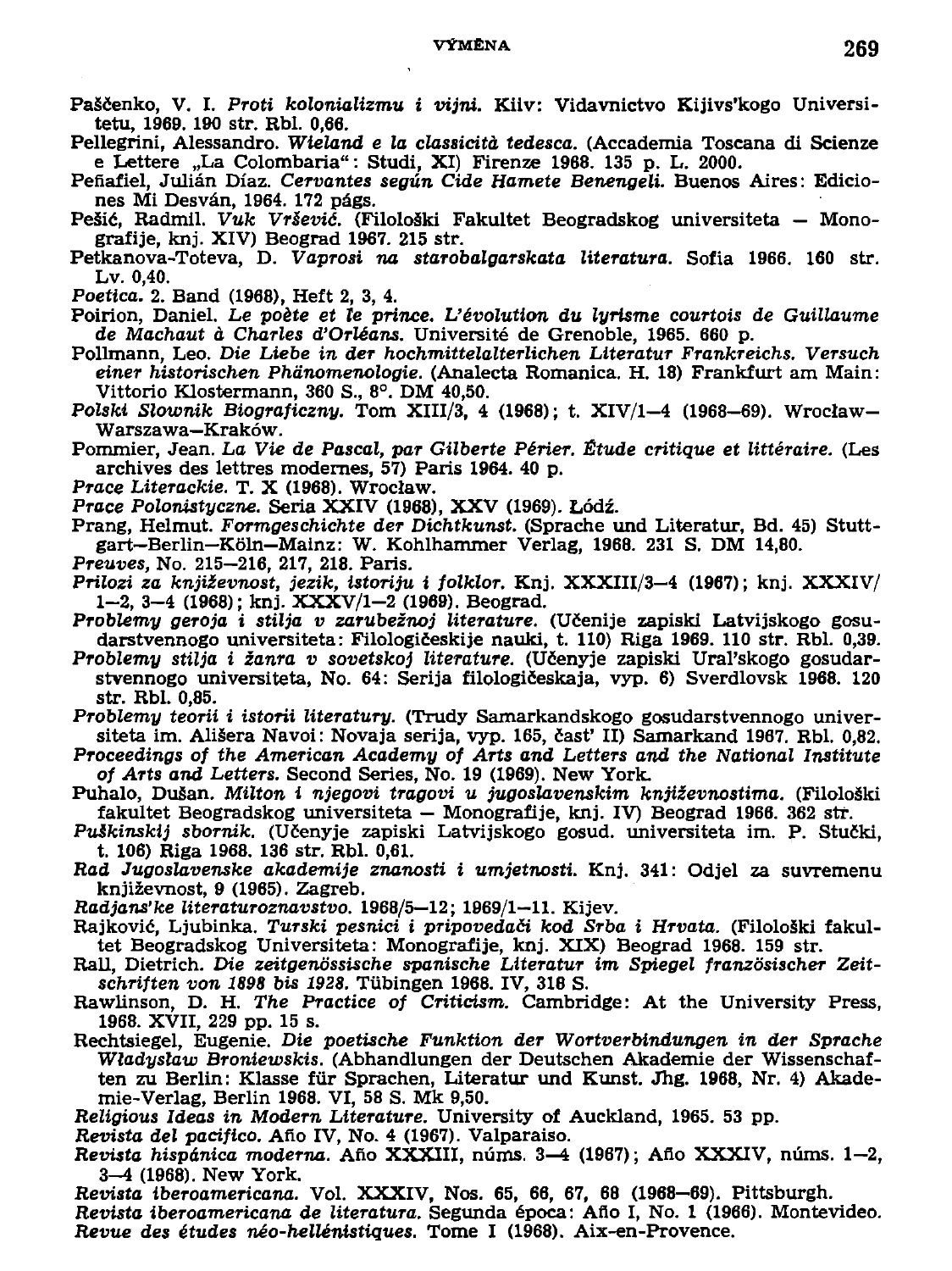Paščenko, V. I. *Proti kolonializmu i vijni.* Kiiv: Vidavnictvo Kijivs'kogo Universitetu, 1969. 190 str. Rbl. 0,66.

Pellegrini, Alessandro. *Wieland e la classicità tedesca.* (Accademia Toscana di Scienze e Lettere „La Colombaria": Studi, XI) Firenze 1968. 135 p. L. 2000.

Peñafiel, Julián Díaz. *Cervantes según Cide Hamete Benengeli.* Buenos Aires: Ediciones Mi Desván, 1964. 172 págs.

Pešić, Radmil. *Vuk Vršević.* (Filološki Fakultet Beogradskog universiteta — Monografije, knj. XIV) Beograd 1967. 215 str.

Petkanova-Toteva, D. *Vaprosi na starobalgarskata literatura.* Sofia 1966. 160 str. Lv. 0,40.

*Poetica.* 2. Band (1968), Heft 2, 3, 4.

Poirion, Daniel. *Le poète et le prince. L'évolution du lyrisme courtois de Guillaume de Machaut à Charles d'Orléans.* Université de Grenoble, 1965. 660 p.

Pollmann, Leo. *Die Liebe in der hochmittelalterlichen Literatur Frankreichs. Versuch einer historischen Phänomenologie.* (Analecta Romanica. H. 18) Frankfurt am Main: Vittorio Klostermann, 360 S., 8°. DM 40,50.

*Polski Słownik Biograficzny.* Tom XIII/3, 4 (1968); t. XIV/1—4 (1968—69). Wrocław—Warszawa—Kraków.

Pommier, Jean. *La Vie de Pascal, par Gilberte Périer. Étude critique et littéraire.* (Les archives des lettres modernes, 57) Paris 1964. 40 p.

*Prace Literackie.* T. X (1968). Wrocław.

*Prace Polonistyczne.* Seria XXIV (1968), XXV (1969). Łódź.

Prang, Helmut. *Formgeschichte der Dichtkunst.* (Sprache und Literatur, Bd. 45) Stuttgart—Berlin—Köln—Mainz: W. Kohlhammer Verlag, 1968. 231 S. DM 14,80.

*Preuves,* No. 215—216, 217, 218. Paris.

*Prilozi za književnost, jezik, istoriju i folklor.* Knj. XXXIII/3—4 (1967); knj. XXXIV/1—2, 3—4 (1968); knj. XXXV/1—2 (1969). Beograd.

*Problemy geroja i stilja v zarubežnoj literature.* (Učenije zapiski Latvijskogo gosudarstvennogo universiteta: Filologičeskije nauki, t. 110) Riga 1969. 110 str. Rbl. 0,39.

*Problemy stilja i žanra v sovetskoj literature.* (Učenyje zapiski Ural'skogo gosudarstvennogo universiteta, No. 64: Serija filologičeskaja, vyp. 6) Sverdlovsk 1968. 120 str. Rbl. 0,85.

*Problemy teorii i istorii literatury.* (Trudy Samarkandskogo gosudarstvennogo universiteta im. Ališera Navoi: Novaja serija, vyp. 165, časť II) Samarkand 1967. Rbl. 0,82.

*Proceedings of the American Academy of Arts and Letters and the National Institute of Arts and Letters.* Second Series, No. 19 (1969). New York.

Puhalo, Dušan. *Milton i njegovi tragovi u jugoslavenskim književnostima.* (Filološki fakultet Beogradskog universiteta — Monografije, knj. IV) Beograd 1966. 362 str.

*Puškinskij sbornik.* (Učenyje zapiski Latvijskogo gosud. universiteta im. P. Stučki, t. 106) Riga 1968. 136 str. Rbl. 0,61.

*Rad Jugoslavenske akademije znanosti i umjetnosti.* Knj. 341: Odjel za suvremenu književnost, 9 (1965). Zagreb.

*Radjans'ke literaturoznavstvo.* 1968/5—12; 1969/1—11. Kijev.

Rajković, Ljubinka. *Turski pesnici i pripovedači kod Srba i Hrvata.* (Filološki fakultet Beogradskog Universiteta: Monografije, knj. XIX) Beograd 1968. 159 str.

Rall, Dietrich. *Die zeitgenössische spanische Literatur im Spiegel französischer Zeitschriften von 1898 bis 1928.* Tübingen 1968. IV, 318 S.

Rawlinson, D. H. *The Practice of Criticism.* Cambridge: At the University Press, 1968. XVII, 229 pp. 15 s.

Rechtsiegel, Eugenie. *Die poetische Funktion der Wortverbindungen in der Sprache Władysław Broniewskis.* (Abhandlungen der Deutschen Akademie der Wissenschaften zu Berlin: Klasse für Sprachen, Literatur und Kunst. Jhg. 1968, Nr. 4) Akademie-Verlag, Berlin 1968. VI, 58 S. Mk 9,50.

*Religious Ideas in Modern Literature.* University of Auckland, 1965. 53 pp.

*Revista del pacifico.* Año IV, No. 4 (1967). Valparaiso.

*Revista hispánica moderna.* Año XXXIII, núms. 3—4 (1967); Año XXXIV, núms. 1—2, 3—4 (1968). New York.

*Revista iberoamericana.* Vol. XXXIV, Nos. 65, 66, 67, 68 (1968—69). Pittsburgh.

*Revista iberoamericana de literatura.* Segunda época: Año I, No. 1 (1966). Montevideo.

*Revue des études néo-hellénistiques.* Tome I (1968). Aix-en-Provence.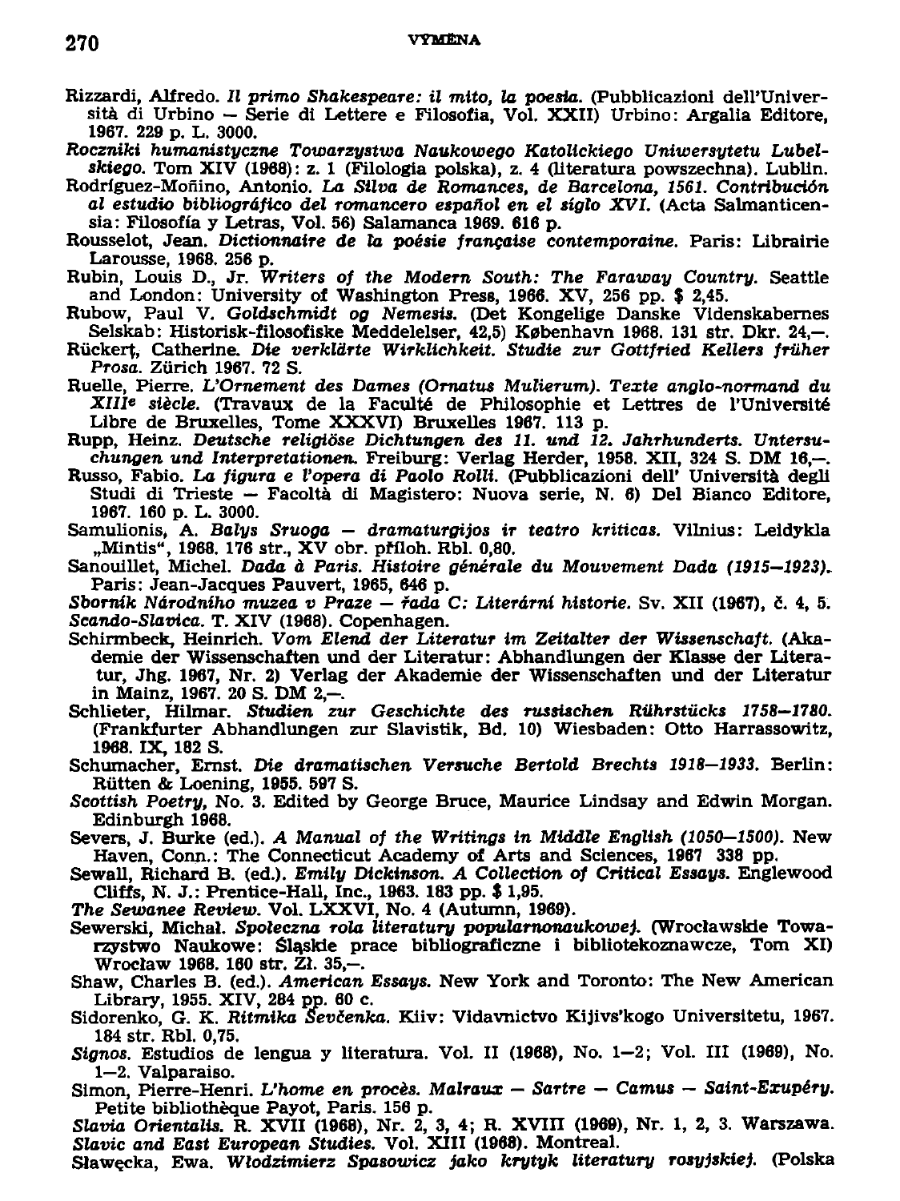Rizzardi, Alfredo. *Il primo Shakespeare: il mito, la poesia.* (Pubblicazioni dell'Università di Urbino — Serie di Lettere e Filosofia, Vol. XXII) Urbino: Argalia Editore, 1967. 229 p. L. 3000.

*Roczniki humanistyczne Towarzystwa Naukowego Katolickiego Uniwersytetu Lubelskiego.* Tom XIV (1968): z. 1 (Filologia polska), z. 4 (literatura powszechna). Lublin.

Rodríguez-Moñino, Antonio. *La Silva de Romances, de Barcelona, 1561. Contribución al estudio bibliográfico del romancero español en el siglo XVI.* (Acta Salmanticensia: Filosofía y Letras, Vol. 56) Salamanca 1969. 616 p.

Rousselot, Jean. *Dictionnaire de la poésie française contemporaine.* Paris: Librairie Larousse, 1968. 256 p.

Rubin, Louis D., Jr. *Writers of the Modern South: The Faraway Country.* Seattle and London: University of Washington Press, 1966. XV, 256 pp. $ 2,45.

Rubow, Paul V. *Goldschmidt og Nemesis.* (Det Kongelige Danske Videnskabernes Selskab: Historisk-filosofiske Meddelelser, 42,5) København 1968. 131 str. Dkr. 24,—.

Rückert, Catherine. *Die verklärte Wirklichkeit. Studie zur Gottfried Kellers früher Prosa.* Zürich 1967. 72 S.

Ruelle, Pierre. *L'Ornement des Dames (Ornatus Mulierum). Texte anglo-normand du XIIIe siècle.* (Travaux de la Faculté de Philosophie et Lettres de l'Université Libre de Bruxelles, Tome XXXVI) Bruxelles 1967. 113 p.

Rupp, Heinz. *Deutsche religiöse Dichtungen des 11. und 12. Jahrhunderts. Untersuchungen und Interpretationen.* Freiburg: Verlag Herder, 1958. XII, 324 S. DM 16,—.

Russo, Fabio. *La figura e l'opera di Paolo Rolli.* (Pubblicazioni dell' Università degli Studi di Trieste — Facoltà di Magistero: Nuova serie, N. 6) Del Bianco Editore, 1967. 160 p. L. 3000.

Samulionis, A. *Balys Sruoga — dramaturgijos ir teatro kriticas.* Vilnius: Leidykla „Mintis", 1968. 176 str., XV obr. příloh. Rbl. 0,80.

Sanouillet, Michel. *Dada à Paris. Histoire générale du Mouvement Dada (1915—1923).* Paris: Jean-Jacques Pauvert, 1965, 646 p.

*Sborník Národního muzea v Praze — řada C: Literární historie.* Sv. XII (1967), č. 4, 5.

*Scando-Slavica.* T. XIV (1968). Copenhagen.

Schirmbeck, Heinrich. *Vom Elend der Literatur im Zeitalter der Wissenschaft.* (Akademie der Wissenschaften und der Literatur: Abhandlungen der Klasse der Literatur, Jhg. 1967, Nr. 2) Verlag der Akademie der Wissenschaften und der Literatur in Mainz, 1967. 20 S. DM 2,—.

Schlieter, Hilmar. *Studien zur Geschichte des russischen Rührstücks 1758—1780.* (Frankfurter Abhandlungen zur Slavistik, Bd. 10) Wiesbaden: Otto Harrassowitz, 1968. IX, 182 S.

Schumacher, Ernst. *Die dramatischen Versuche Bertold Brechts 1918—1933.* Berlin: Rütten & Loening, 1955. 597 S.

*Scottish Poetry,* No. 3. Edited by George Bruce, Maurice Lindsay and Edwin Morgan. Edinburgh 1968.

Severs, J. Burke (ed.). *A Manual of the Writings in Middle English (1050—1500).* New Haven, Conn.: The Connecticut Academy of Arts and Sciences, 1967 338 pp.

Sewall, Richard B. (ed.). *Emily Dickinson. A Collection of Critical Essays.* Englewood Cliffs, N. J.: Prentice-Hall, Inc., 1963. 183 pp. $ 1,95.

*The Sewanee Review.* Vol. LXXVI, No. 4 (Autumn, 1969).

Sewerski, Michał. *Społeczna rola literatury popularnonaukowej.* (Wrocławskie Towarzystwo Naukowe: Śląskie prace bibliograficzne i bibliotekoznawcze, Tom XI) Wrocław 1968. 160 str. Zł. 35,—.

Shaw, Charles B. (ed.). *American Essays.* New York and Toronto: The New American Library, 1955. XIV, 284 pp. 60 c.

Sidorenko, G. K. *Ritmika Ševčenka.* Kiiv: Vidavnictvo Kijivs'kogo Universitetu, 1967. 184 str. Rbl. 0,75.

*Signos.* Estudios de lengua y literatura. Vol. II (1968), No. 1—2; Vol. III (1969), No. 1—2. Valparaiso.

Simon, Pierre-Henri. *L'home en procès. Malraux — Sartre — Camus — Saint-Exupéry.* Petite bibliothèque Payot, Paris. 156 p.

*Slavia Orientalis.* R. XVII (1968), Nr. 2, 3, 4; R. XVIII (1969), Nr. 1, 2, 3. Warszawa.

*Slavic and East European Studies.* Vol. XIII (1968). Montreal.

Sławęcka, Ewa. *Włodzimierz Spasowicz jako krytyk literatury rosyjskiej.* (Polska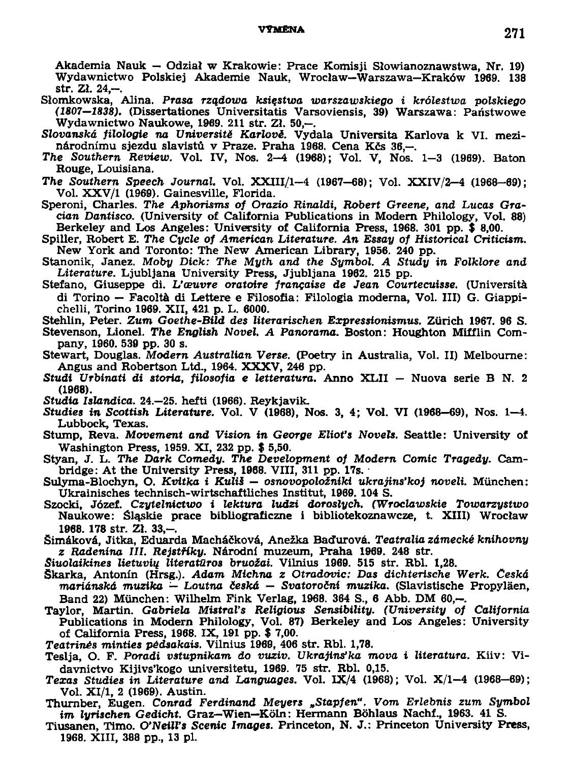Akademia Nauk — Odział w Krakowie: Prace Komisji Słowianoznawstwa, Nr. 19) Wydawnictwo Polskiej Akademie Nauk, Wrocław—Warszawa—Kraków 1969. 138 str. Zł. 24,—.

Słomkowska, Alina. *Prasa rządowa księstwa warszawskiego i królestwa polskiego (1807—1838).* (Dissertationes Universitatis Varsoviensis, 39) Warszawa: Państwowe Wydawnictwo Naukowe, 1969. 211 str. Zł. 50,—.

*Slovanská filologie na Universitě Karlově.* Vydala Universita Karlova k VI. mezinárodnímu sjezdu slavistů v Praze. Praha 1968. Cena Kčs 36,—.

*The Southern Review.* Vol. IV, Nos. 2—4 (1968); Vol. V, Nos. 1—3 (1969). Baton Rouge, Louisiana.

*The Southern Speech Journal.* Vol. XXIII/1—4 (1967—68); Vol. XXIV/2—4 (1968—69); Vol. XXV/1 (1969). Gainesville, Florida.

Speroni, Charles. *The Aphorisms of Orazio Rinaldi, Robert Greene, and Lucas Gracian Dantisco.* (University of California Publications in Modern Philology, Vol. 88) Berkeley and Los Angeles: University of California Press, 1968. 301 pp. $ 8,00.

Spiller, Robert E. *The Cycle of American Literature. An Essay of Historical Criticism.* New York and Toronto: The New American Library, 1956. 240 pp.

Stanonik, Janez. *Moby Dick: The Myth and the Symbol. A Study in Folklore and Literature.* Ljubljana University Press, Ljubljana 1962. 215 pp.

Stefano, Giuseppe di. *L'œuvre oratoire française de Jean Courtecuisse.* (Università di Torino — Facoltà di Lettere e Filosofia: Filologia moderna, Vol. III) G. Giappichelli, Torino 1969. XII, 421 p. L. 6000.

Stehlin, Peter. *Zum Goethe-Bild des literarischen Expressionismus.* Zürich 1967. 96 S.

Stevenson, Lionel. *The English Novel. A Panorama.* Boston: Houghton Mifflin Company, 1960. 539 pp. 30 s.

Stewart, Douglas. *Modern Australian Verse.* (Poetry in Australia, Vol. II) Melbourne: Angus and Robertson Ltd., 1964. XXXV, 246 pp.

*Studi Urbinati di storia, filosofia e letteratura.* Anno XLII — Nuova serie B N. 2 (1968).

*Studia Islandica.* 24.—25. hefti (1966). Reykjavik.

*Studies in Scottish Literature.* Vol. V (1968), Nos. 3, 4; Vol. VI (1968—69), Nos. 1—4. Lubbock, Texas.

Stump, Reva. *Movement and Vision in George Eliot's Novels.* Seattle: University of Washington Press, 1959. XI, 232 pp. $ 5,50.

Styan, J. L. *The Dark Comedy. The Development of Modern Comic Tragedy.* Cambridge: At the University Press, 1968. VIII, 311 pp. 17s.

Sulyma-Blochyn, O. *Kvitka i Kuliš — osnovopoložniki ukrajins'koj noveli.* München: Ukrainisches technisch-wirtschaftliches Institut, 1969. 104 S.

Szocki, Józef. *Czytelnictwo i lektura ludzi dorosłych. (Wrocławskie Towarzystwo* Naukowe: Śląskie prace bibliograficzne i bibliotekoznawcze, t. XIII) Wrocław 1968. 178 str. Zł. 33,—.

Šimáková, Jitka, Eduarda Macháčková, Anežka Baďurová. *Teatralia zámecké knihovny z Radenína III. Rejstříky.* Národní muzeum, Praha 1969. 248 str.

*Šiuolaikinės lietuvių literatūros bruožai.* Vilnius 1969. 515 str. Rbl. 1,28.

Škarka, Antonín (Hrsg.). *Adam Michna z Otradovic: Das dichterische Werk. Česká mariánská muzika — Loutna česká — Svatoroční muzika.* (Slavistische Propyläen, Band 22) München: Wilhelm Fink Verlag, 1968. 364 S., 6 Abb. DM 60,—.

Taylor, Martin. *Gabriela Mistral's Religious Sensibility. (University of California* Publications in Modern Philology, Vol. 87) Berkeley and Los Angeles: University of California Press, 1968. IX, 191 pp. $ 7,00.

*Teatrinės minties pėdsakais.* Vilnius 1969, 406 str. Rbl. 1,78.

Teslja, O. F. *Poradi vstupnikam do vuziv. Ukrajins'ka mova i literatura.* Kiiv: Vidavnictvo Kijivs'kogo universitetu, 1969. 75 str. Rbl. 0,15.

*Texas Studies in Literature and Languages.* Vol. IX/4 (1968); Vol. X/1—4 (1968—69); Vol. XI/1, 2 (1969). Austin.

Thurnber, Eugen. *Conrad Ferdinand Meyers „Stapfen". Vom Erlebnis zum Symbol im lyrischen Gedicht.* Graz—Wien—Köln: Hermann Böhlaus Nachf., 1963. 41 S.

Tiusanen, Timo. *O'Neill's Scenic Images.* Princeton, N. J.: Princeton University Press, 1968. XIII, 388 pp., 13 pl.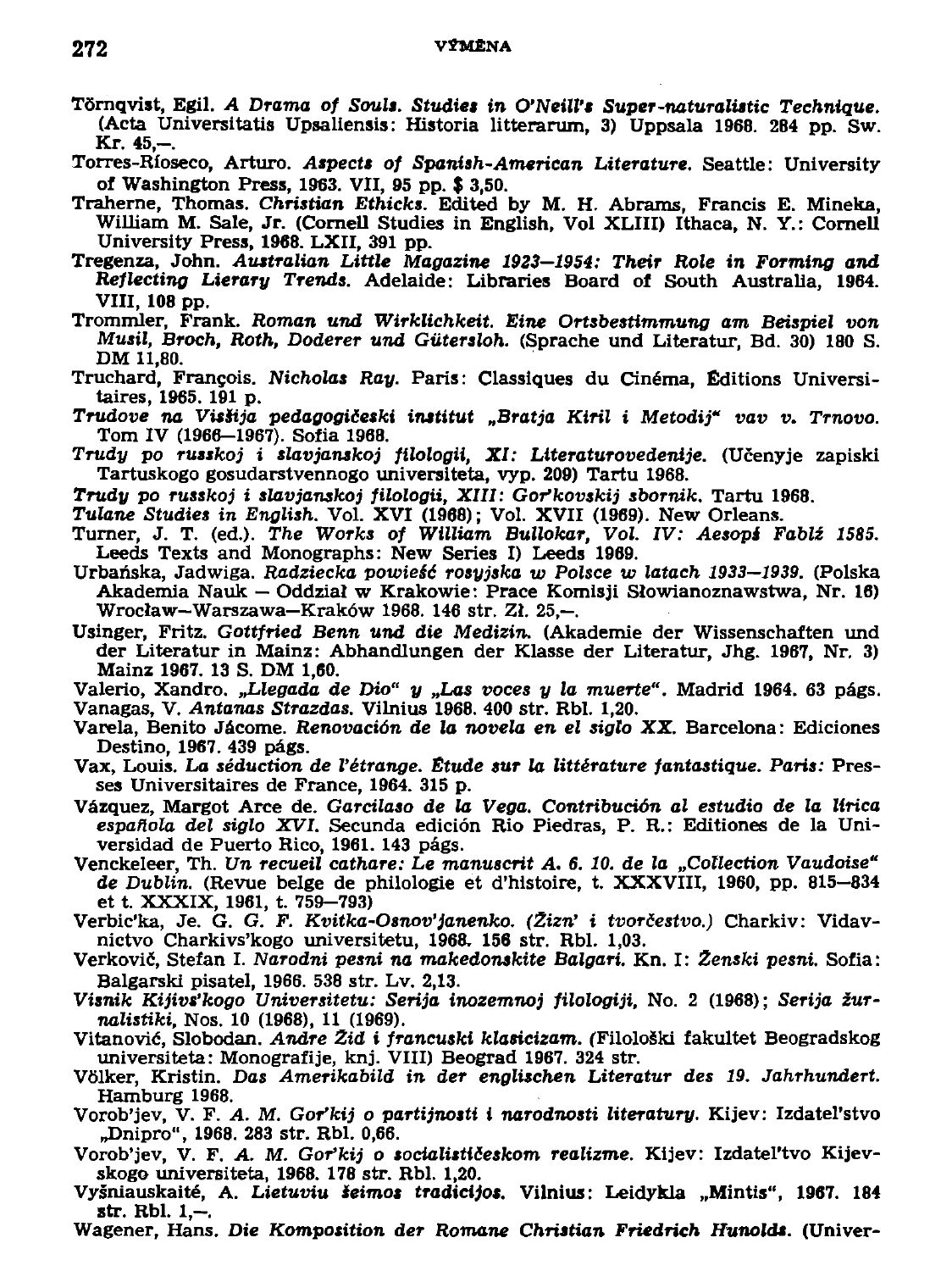Törnqvist, Egil. *A Drama of Souls. Studies in O'Neill's Super-naturalistic Technique.* (Acta Universitatis Upsaliensis: Historia litterarum, 3) Uppsala 1968. 284 pp. Sw. Kr. 45,—.

Torres-Ríoseco, Arturo. *Aspects of Spanish-American Literature.* Seattle: University of Washington Press, 1963. VII, 95 pp. $ 3,50.

Traherne, Thomas. *Christian Ethicks.* Edited by M. H. Abrams, Francis E. Mineka, William M. Sale, Jr. (Cornell Studies in English, Vol XLIII) Ithaca, N. Y.: Cornell University Press, 1968. LXII, 391 pp.

Tregenza, John. *Australian Little Magazine 1923—1954: Their Role in Forming and Reflecting Lierary Trends.* Adelaide: Libraries Board of South Australia, 1964. VIII, 108 pp.

Trommler, Frank. *Roman und Wirklichkeit. Eine Ortsbestimmung am Beispiel von Musil, Broch, Roth, Doderer und Gütersloh.* (Sprache und Literatur, Bd. 30) 180 S. DM 11,80.

Truchard, François. *Nicholas Ray.* Paris: Classiques du Cinéma, Éditions Universitaires, 1965. 191 p.

*Trudove na Visšija pedagogičeski institut „Bratja Kiril i Metodij" vav v. Trnovo.* Tom IV (1966—1967). Sofia 1968.

*Trudy po russkoj i slavjanskoj filologii, XI: Literaturovedenije.* (Učenyje zapiski Tartuskogo gosudarstvennogo universiteta, vyp. 209) Tartu 1968.

*Trudy po russkoj i slavjanskoj filologii, XIII: Gor'kovskij sbornik.* Tartu 1968.

*Tulane Studies in English.* Vol. XVI (1968); Vol. XVII (1969). New Orleans.

Turner, J. T. (ed.). *The Works of William Bullokar, Vol. IV: Aesopś Fablź 1585.* Leeds Texts and Monographs: New Series I) Leeds 1969.

Urbańska, Jadwiga. *Radziecka powieść rosyjska w Polsce w latach 1933—1939.* (Polska Akademia Nauk — Oddział w Krakowie: Prace Komisji Słowianoznawstwa, Nr. 16) Wrocław—Warszawa—Kraków 1968. 146 str. Zł. 25,—.

Usinger, Fritz. *Gottfried Benn und die Medizin.* (Akademie der Wissenschaften und der Literatur in Mainz: Abhandlungen der Klasse der Literatur, Jhg. 1967, Nr. 3) Mainz 1967. 13 S. DM 1,60.

Valerio, Xandro. *„Llegada de Dio" y „Las voces y la muerte".* Madrid 1964. 63 págs.

Vanagas, V. *Antanas Strazdas.* Vilnius 1968. 400 str. Rbl. 1,20.

Varela, Benito Jácome. *Renovación de la novela en el siglo XX.* Barcelona: Ediciones Destino, 1967. 439 págs.

Vax, Louis. *La séduction de l'étrange. Étude sur la littérature fantastique. Paris:* Presses Universitaires de France, 1964. 315 p.

Vázquez, Margot Arce de. *Garcilaso de la Vega. Contribución al estudio de la lírica española del siglo XVI.* Secunda edición Rio Piedras, P. R.: Editiones de la Universidad de Puerto Rico, 1961. 143 págs.

Venckeleer, Th. *Un recueil cathare: Le manuscrit A. 6. 10. de la „Collection Vaudoise" de Dublin.* (Revue belge de philologie et d'histoire, t. XXXVIII, 1960, pp. 815—834 et t. XXXIX, 1961, t. 759—793)

Verbic'ka, Je. G. *G. F. Kvitka-Osnov'janenko. (Žizn' i tvorčestvo.)* Charkiv: Vidavnictvo Charkivs'kogo universitetu, 1968. 156 str. Rbl. 1,03.

Verkovič, Stefan I. *Narodni pesni na makedonskite Balgari.* Kn. I: *Ženski pesni.* Sofia: Balgarski pisatel, 1966. 538 str. Lv. 2,13.

*Visnik Kijivs'kogo Universitetu: Serija inozemnoj filologiji,* No. 2 (1968); *Serija žurnalistiki,* Nos. 10 (1968), 11 (1969).

Vitanović, Slobodan. *Andre Žid i francuski klasicizam.* (Filološki fakultet Beogradskog universiteta: Monografije, knj. VIII) Beograd 1967. 324 str.

Völker, Kristin. *Das Amerikabild in der englischen Literatur des 19. Jahrhundert.* Hamburg 1968.

Vorob'jev, V. F. *A. M. Gor'kij o partijnosti i narodnosti literatury.* Kijev: Izdatel'stvo „Dnipro", 1968. 283 str. Rbl. 0,66.

Vorob'jev, V. F. *A. M. Gor'kij o socialističeskom realizme.* Kijev: Izdatel'tvo Kijevskogo universiteta, 1968. 178 str. Rbl. 1,20.

Vyšniauskaité, A. *Lietuviu šeimos tradicijos.* Vilnius: Leidykla „Mintis", 1967. 184 str. Rbl. 1,—.

Wagener, Hans. *Die Komposition der Romane Christian Friedrich Hunolds.* (Univer-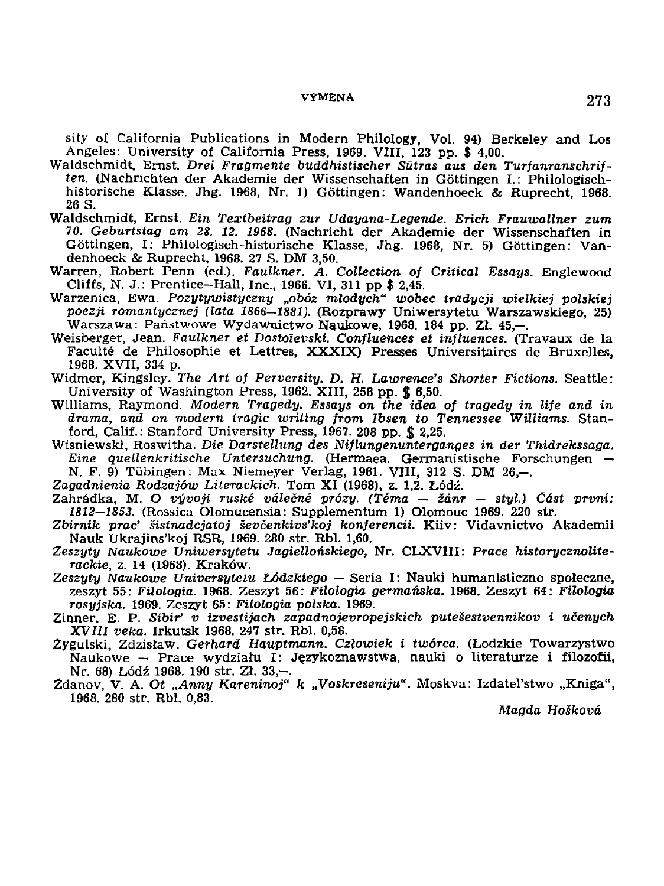sity of California Publications in Modern Philology, Vol. 94) Berkeley and Los Angeles: University of California Press, 1969. VIII, 123 pp. $ 4,00.

Waldschmidt, Ernst. *Drei Fragmente buddhistischer Sūtras aus den Turfanranschriften.* (Nachrichten der Akademie der Wissenschaften in Göttingen I.: Philologisch-historische Klasse. Jhg. 1968, Nr. 1) Göttingen: Wandenhoeck & Ruprecht, 1968. 26 S.

Waldschmidt, Ernst. *Ein Textbeitrag zur Udayana-Legende. Erich Frauwallner zum 70. Geburtstag am 28. 12. 1968.* (Nachricht der Akademie der Wissenschaften in Göttingen, I: Philologisch-historische Klasse, Jhg. 1968, Nr. 5) Göttingen: Vandenhoeck & Ruprecht, 1968. 27 S. DM 3,50.

Warren, Robert Penn (ed.). *Faulkner. A. Collection of Critical Essays.* Englewood Cliffs, N. J.: Prentice–Hall, Inc., 1966. VI, 311 pp $ 2,45.

Warzenica, Ewa. *Pozytywistyczny „obóz młodych" wobec tradycji wielkiej polskiej poezji romantycznej (lata 1866–1881).* (Rozprawy Uniwersytetu Warszawskiego, 25) Warszawa: Państwowe Wydawnictwo Naukowe, 1968. 184 pp. Zł. 45,–.

Weisberger, Jean. *Faulkner et Dostoïevski. Confluences et influences.* (Travaux de la Faculté de Philosophie et Lettres, **XXXIX**) Presses Universitaires de Bruxelles, 1968. XVII, 334 p.

Widmer, Kingsley. *The Art of Perversity. D. H. Lawrence's Shorter Fictions.* Seattle: University of Washington Press, 1962. XIII, 258 pp. $ 6,50.

Williams, Raymond. *Modern Tragedy. Essays on the idea of tragedy in life and in drama, and on modern tragic writing from Ibsen to Tennessee Williams.* Stanford, Calif.: Stanford University Press, 1967. 208 pp. $ 2,25.

Wisniewski, Roswitha. *Die Darstellung des Niflungenunterganges in der Thidrekssaga. Eine quellenkritische Untersuchung.* (Hermaea. Germanistische Forschungen – N. F. 9) Tübingen: Max Niemeyer Verlag, 1961. VIII, 312 S. DM 26,–.

*Zagadnienia Rodzajów Literackich.* Tom XI (1968), z. 1,2. Łódź.

Zahrádka, M. *O vývoji ruské válečné prózy. (Téma – žánr – styl.) Část první: 1812–1853.* (Rossica Olomucensia: Supplementum 1) Olomouc 1969. 220 str.

*Zbirnik prac' šistnadcjatoj ševčenkivs'koj konferencii.* Kiiv: Vidavnictvo Akademii Nauk Ukrajins'koj RSR, 1969. 280 str. Rbl. 1,60.

*Zeszyty Naukowe Uniwersytetu Jagiellońskiego,* Nr. CLXVIII: *Prace historycznoliterackie,* z. 14 (1968). Kraków.

*Zeszyty Naukowe Universytetu Łódzkiego* – Seria I: Nauki humanisticzno społeczne, zeszyt 55: *Filologia.* 1968. Zeszyt 56: *Filologia germańska.* 1968. Zeszyt 64: *Filologia rosyjska.* 1969. Zeszyt 65: *Filologia polska.* 1969.

Zinner, E. P. *Sibir' v izvestijach zapadnojevropejskich putešestvennikov i učenych XVIII veka.* Irkutsk 1968. 247 str. Rbl. 0,56.

Żygulski, Zdzisław. *Gerhard Hauptmann. Człowiek i twórca.* (Łodzkie Towarzystwo Naukowe – Prace wydziału I: Językoznawstwa, nauki o literaturze i filozofii, Nr. 68) Łódź 1968. 190 str. Zł. 33,–.

Ždanov, V. A. *Ot „Anny Kareninoj" k „Voskreseniju".* Moskva: Izdatel'stwo „Kniga", 1968. 280 str. Rbl. 0,83.

*Magda Hošková*